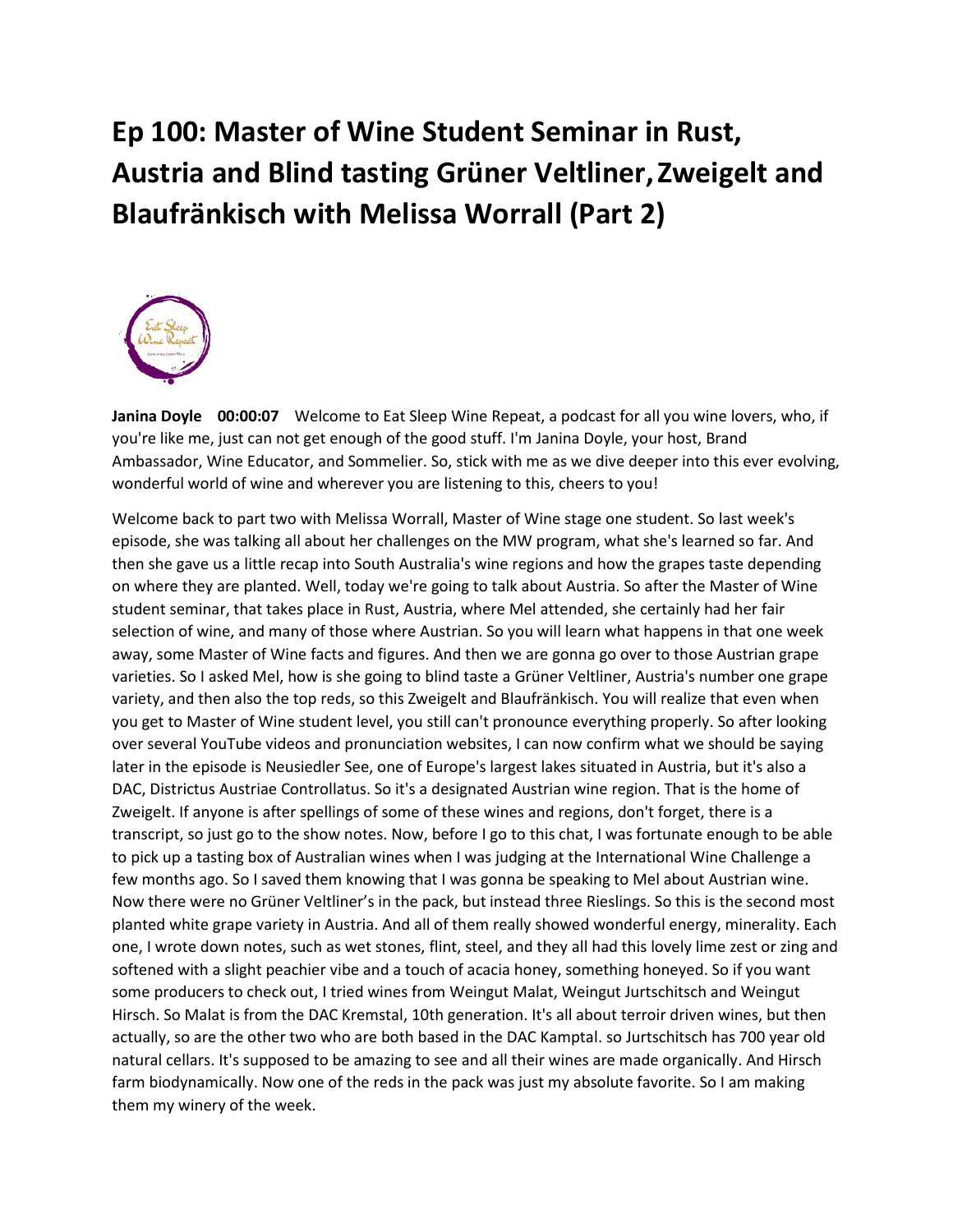# Ep 100: Master of Wine Student Seminar in Rust, Austria and Blind tasting Grüner Veltliner, Zweigelt and Blaufränkisch with Melissa Worrall (Part 2)

**Janina Doyle 00:00:07** Welcome to Eat Sleep Wine Repeat, a podcast for all you wine lovers, who, if you're like me, just can not get enough of the good stuff. I'm Janina Doyle, your host, Brand Ambassador, Wine Educator, and Sommelier. So, stick with me as we dive deeper into this ever evolving, wonderful world of wine and wherever you are listening to this, cheers to you!

Welcome back to part two with Melissa Worrall, Master of Wine stage one student. So last week's episode, she was talking all about her challenges on the MW program, what she's learned so far. And then she gave us a little recap into South Australia's wine regions and how the grapes taste depending on where they are planted. Well, today we're going to talk about Austria. So after the Master of Wine student seminar, that takes place in Rust, Austria, where Mel attended, she certainly had her fair selection of wine, and many of those where Austrian. So you will learn what happens in that one week away, some Master of Wine facts and figures. And then we are gonna go over to those Austrian grape varieties. So I asked Mel, how is she going to blind taste a Grüner Veltliner, Austria's number one grape variety, and then also the top reds, so this Zweigelt and Blaufränkisch. You will realize that even when you get to Master of Wine student level, you still can't pronounce everything properly. So after looking over several YouTube videos and pronunciation websites, I can now confirm what we should be saying later in the episode is Neusiedler See, one of Europe's largest lakes situated in Austria, but it's also a DAC, Districtus Austriae Controllatus. So it's a designated Austrian wine region. That is the home of Zweigelt. If anyone is after spellings of some of these wines and regions, don't forget, there is a transcript, so just go to the show notes. Now, before I go to this chat, I was fortunate enough to be able to pick up a tasting box of Australian wines when I was judging at the International Wine Challenge a few months ago. So I saved them knowing that I was gonna be speaking to Mel about Austrian wine. Now there were no Grüner Veltliner's in the pack, but instead three Rieslings. So this is the second most planted white grape variety in Austria. And all of them really showed wonderful energy, minerality. Each one, I wrote down notes, such as wet stones, flint, steel, and they all had this lovely lime zest or zing and softened with a slight peachier vibe and a touch of acacia honey, something honeyed. So if you want some producers to check out, I tried wines from Weingut Malat, Weingut Jurtschitsch and Weingut Hirsch. So Malat is from the DAC Kremstal, 10th generation. It's all about terroir driven wines, but then actually, so are the other two who are both based in the DAC Kamptal. so Jurtschitsch has 700 year old natural cellars. It's supposed to be amazing to see and all their wines are made organically. And Hirsch farm biodynamically. Now one of the reds in the pack was just my absolute favorite. So I am making them my winery of the week.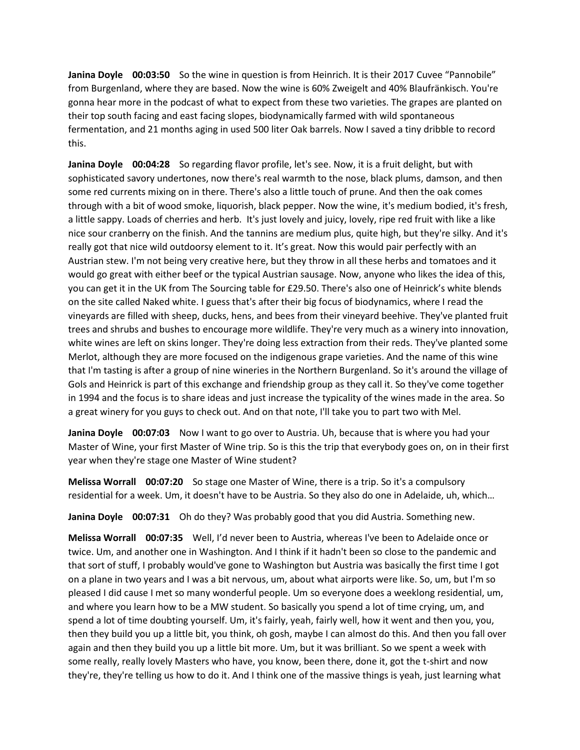**Janina Doyle 00:03:50** So the wine in question is from Heinrich. It is their 2017 Cuvee "Pannobile" from Burgenland, where they are based. Now the wine is 60% Zweigelt and 40% Blaufränkisch. You're gonna hear more in the podcast of what to expect from these two varieties. The grapes are planted on their top south facing and east facing slopes, biodynamically farmed with wild spontaneous fermentation, and 21 months aging in used 500 liter Oak barrels. Now I saved a tiny dribble to record this.

**Janina Doyle 00:04:28** So regarding flavor profile, let's see. Now, it is a fruit delight, but with sophisticated savory undertones, now there's real warmth to the nose, black plums, damson, and then some red currents mixing on in there. There's also a little touch of prune. And then the oak comes through with a bit of wood smoke, liquorish, black pepper. Now the wine, it's medium bodied, it's fresh, a little sappy. Loads of cherries and herb. It's just lovely and juicy, lovely, ripe red fruit with like a like nice sour cranberry on the finish. And the tannins are medium plus, quite high, but they're silky. And it's really got that nice wild outdoorsy element to it. It's great. Now this would pair perfectly with an Austrian stew. I'm not being very creative here, but they throw in all these herbs and tomatoes and it would go great with either beef or the typical Austrian sausage. Now, anyone who likes the idea of this, you can get it in the UK from The Sourcing table for £29.50. There's also one of Heinrick's white blends on the site called Naked white. I guess that's after their big focus of biodynamics, where I read the vineyards are filled with sheep, ducks, hens, and bees from their vineyard beehive. They've planted fruit trees and shrubs and bushes to encourage more wildlife. They're very much as a winery into innovation, white wines are left on skins longer. They're doing less extraction from their reds. They've planted some Merlot, although they are more focused on the indigenous grape varieties. And the name of this wine that I'm tasting is after a group of nine wineries in the Northern Burgenland. So it's around the village of Gols and Heinrick is part of this exchange and friendship group as they call it. So they've come together in 1994 and the focus is to share ideas and just increase the typicality of the wines made in the area. So a great winery for you guys to check out. And on that note, I'll take you to part two with Mel.

**Janina Doyle 00:07:03** Now I want to go over to Austria. Uh, because that is where you had your Master of Wine, your first Master of Wine trip. So is this the trip that everybody goes on, on in their first year when they're stage one Master of Wine student?

**Melissa Worrall 00:07:20** So stage one Master of Wine, there is a trip. So it's a compulsory residential for a week. Um, it doesn't have to be Austria. So they also do one in Adelaide, uh, which…

**Janina Doyle 00:07:31** Oh do they? Was probably good that you did Austria. Something new.

**Melissa Worrall 00:07:35** Well, I'd never been to Austria, whereas I've been to Adelaide once or twice. Um, and another one in Washington. And I think if it hadn't been so close to the pandemic and that sort of stuff, I probably would've gone to Washington but Austria was basically the first time I got on a plane in two years and I was a bit nervous, um, about what airports were like. So, um, but I'm so pleased I did cause I met so many wonderful people. Um so everyone does a weeklong residential, um, and where you learn how to be a MW student. So basically you spend a lot of time crying, um, and spend a lot of time doubting yourself. Um, it's fairly, yeah, fairly well, how it went and then you, you, then they build you up a little bit, you think, oh gosh, maybe I can almost do this. And then you fall over again and then they build you up a little bit more. Um, but it was brilliant. So we spent a week with some really, really lovely Masters who have, you know, been there, done it, got the t-shirt and now they're, they're telling us how to do it. And I think one of the massive things is yeah, just learning what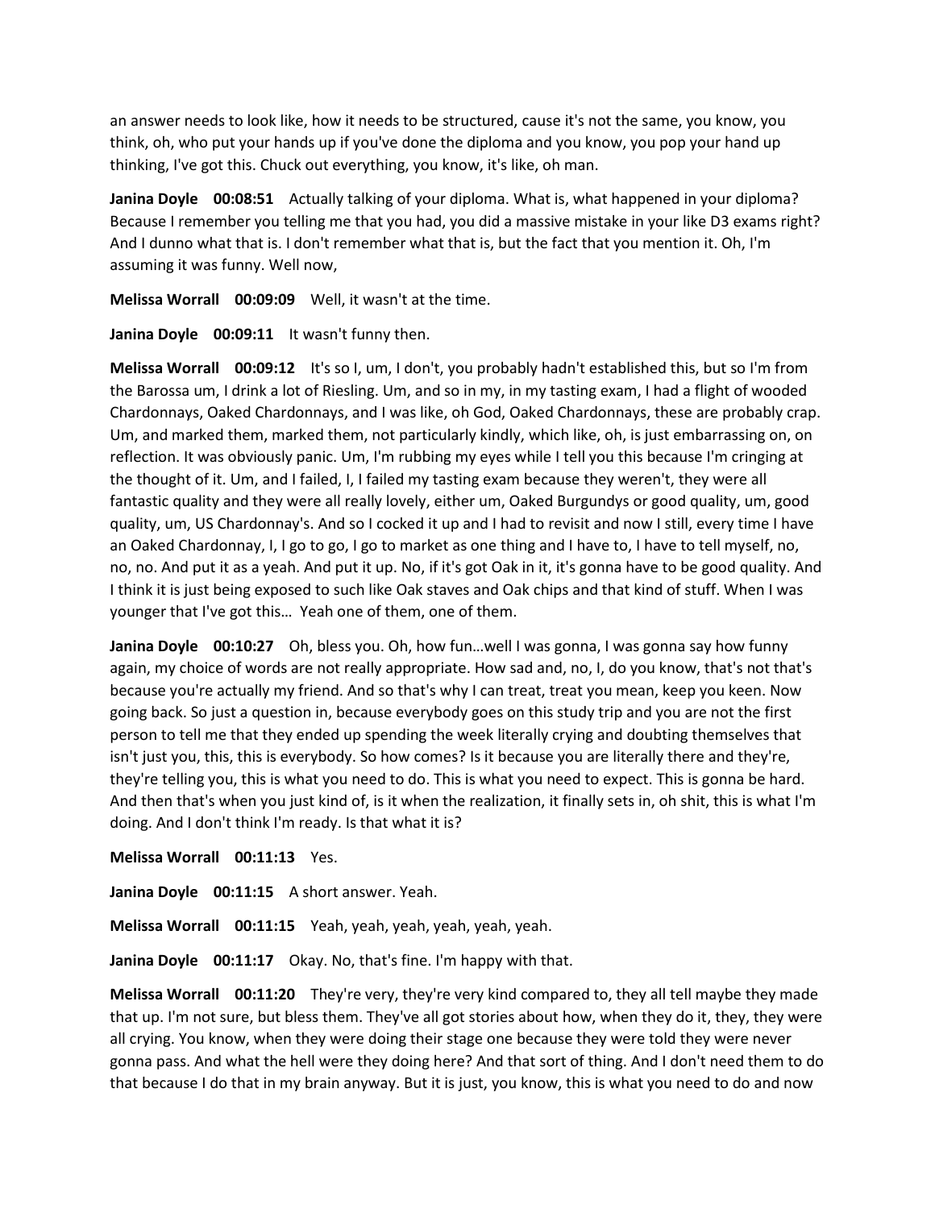an answer needs to look like, how it needs to be structured, cause it's not the same, you know, you think, oh, who put your hands up if you've done the diploma and you know, you pop your hand up thinking, I've got this. Chuck out everything, you know, it's like, oh man.

**Janina Doyle 00:08:51** Actually talking of your diploma. What is, what happened in your diploma? Because I remember you telling me that you had, you did a massive mistake in your like D3 exams right? And I dunno what that is. I don't remember what that is, but the fact that you mention it. Oh, I'm assuming it was funny. Well now,

**Melissa Worrall 00:09:09** Well, it wasn't at the time.

**Janina Doyle 00:09:11** It wasn't funny then.

**Melissa Worrall 00:09:12** It's so I, um, I don't, you probably hadn't established this, but so I'm from the Barossa um, I drink a lot of Riesling. Um, and so in my, in my tasting exam, I had a flight of wooded Chardonnays, Oaked Chardonnays, and I was like, oh God, Oaked Chardonnays, these are probably crap. Um, and marked them, marked them, not particularly kindly, which like, oh, is just embarrassing on, on reflection. It was obviously panic. Um, I'm rubbing my eyes while I tell you this because I'm cringing at the thought of it. Um, and I failed, I, I failed my tasting exam because they weren't, they were all fantastic quality and they were all really lovely, either um, Oaked Burgundys or good quality, um, good quality, um, US Chardonnay's. And so I cocked it up and I had to revisit and now I still, every time I have an Oaked Chardonnay, I, I go to go, I go to market as one thing and I have to, I have to tell myself, no, no, no. And put it as a yeah. And put it up. No, if it's got Oak in it, it's gonna have to be good quality. And I think it is just being exposed to such like Oak staves and Oak chips and that kind of stuff. When I was younger that I've got this… Yeah one of them, one of them.

**Janina Doyle 00:10:27** Oh, bless you. Oh, how fun…well I was gonna, I was gonna say how funny again, my choice of words are not really appropriate. How sad and, no, I, do you know, that's not that's because you're actually my friend. And so that's why I can treat, treat you mean, keep you keen. Now going back. So just a question in, because everybody goes on this study trip and you are not the first person to tell me that they ended up spending the week literally crying and doubting themselves that isn't just you, this, this is everybody. So how comes? Is it because you are literally there and they're, they're telling you, this is what you need to do. This is what you need to expect. This is gonna be hard. And then that's when you just kind of, is it when the realization, it finally sets in, oh shit, this is what I'm doing. And I don't think I'm ready. Is that what it is?

**Melissa Worrall 00:11:13** Yes.

**Janina Doyle 00:11:15** A short answer. Yeah.

**Melissa Worrall 00:11:15** Yeah, yeah, yeah, yeah, yeah, yeah.

**Janina Doyle 00:11:17** Okay. No, that's fine. I'm happy with that.

**Melissa Worrall 00:11:20** They're very, they're very kind compared to, they all tell maybe they made that up. I'm not sure, but bless them. They've all got stories about how, when they do it, they, they were all crying. You know, when they were doing their stage one because they were told they were never gonna pass. And what the hell were they doing here? And that sort of thing. And I don't need them to do that because I do that in my brain anyway. But it is just, you know, this is what you need to do and now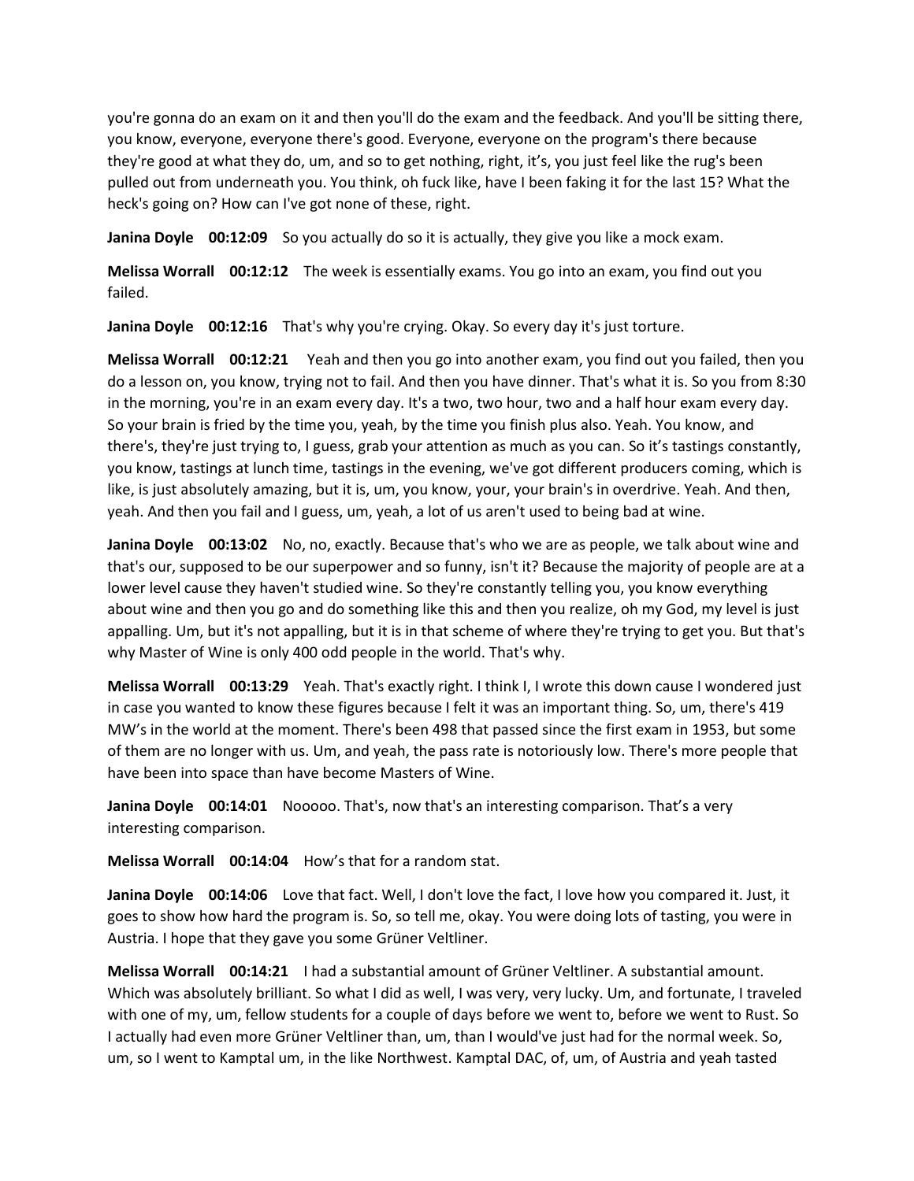you're gonna do an exam on it and then you'll do the exam and the feedback. And you'll be sitting there, you know, everyone, everyone there's good. Everyone, everyone on the program's there because they're good at what they do, um, and so to get nothing, right, it's, you just feel like the rug's been pulled out from underneath you. You think, oh fuck like, have I been faking it for the last 15? What the heck's going on? How can I've got none of these, right.

**Janina Doyle 00:12:09** So you actually do so it is actually, they give you like a mock exam.

**Melissa Worrall 00:12:12** The week is essentially exams. You go into an exam, you find out you failed.

**Janina Doyle 00:12:16** That's why you're crying. Okay. So every day it's just torture.

**Melissa Worrall 00:12:21** Yeah and then you go into another exam, you find out you failed, then you do a lesson on, you know, trying not to fail. And then you have dinner. That's what it is. So you from 8:30 in the morning, you're in an exam every day. It's a two, two hour, two and a half hour exam every day. So your brain is fried by the time you, yeah, by the time you finish plus also. Yeah. You know, and there's, they're just trying to, I guess, grab your attention as much as you can. So it's tastings constantly, you know, tastings at lunch time, tastings in the evening, we've got different producers coming, which is like, is just absolutely amazing, but it is, um, you know, your, your brain's in overdrive. Yeah. And then, yeah. And then you fail and I guess, um, yeah, a lot of us aren't used to being bad at wine.

**Janina Doyle 00:13:02** No, no, exactly. Because that's who we are as people, we talk about wine and that's our, supposed to be our superpower and so funny, isn't it? Because the majority of people are at a lower level cause they haven't studied wine. So they're constantly telling you, you know everything about wine and then you go and do something like this and then you realize, oh my God, my level is just appalling. Um, but it's not appalling, but it is in that scheme of where they're trying to get you. But that's why Master of Wine is only 400 odd people in the world. That's why.

**Melissa Worrall 00:13:29** Yeah. That's exactly right. I think I, I wrote this down cause I wondered just in case you wanted to know these figures because I felt it was an important thing. So, um, there's 419 MW's in the world at the moment. There's been 498 that passed since the first exam in 1953, but some of them are no longer with us. Um, and yeah, the pass rate is notoriously low. There's more people that have been into space than have become Masters of Wine.

**Janina Doyle 00:14:01** Nooooo. That's, now that's an interesting comparison. That's a very interesting comparison.

**Melissa Worrall 00:14:04** How's that for a random stat.

**Janina Doyle 00:14:06** Love that fact. Well, I don't love the fact, I love how you compared it. Just, it goes to show how hard the program is. So, so tell me, okay. You were doing lots of tasting, you were in Austria. I hope that they gave you some Grüner Veltliner.

**Melissa Worrall 00:14:21** I had a substantial amount of Grüner Veltliner. A substantial amount. Which was absolutely brilliant. So what I did as well, I was very, very lucky. Um, and fortunate, I traveled with one of my, um, fellow students for a couple of days before we went to, before we went to Rust. So I actually had even more Grüner Veltliner than, um, than I would've just had for the normal week. So, um, so I went to Kamptal um, in the like Northwest. Kamptal DAC, of, um, of Austria and yeah tasted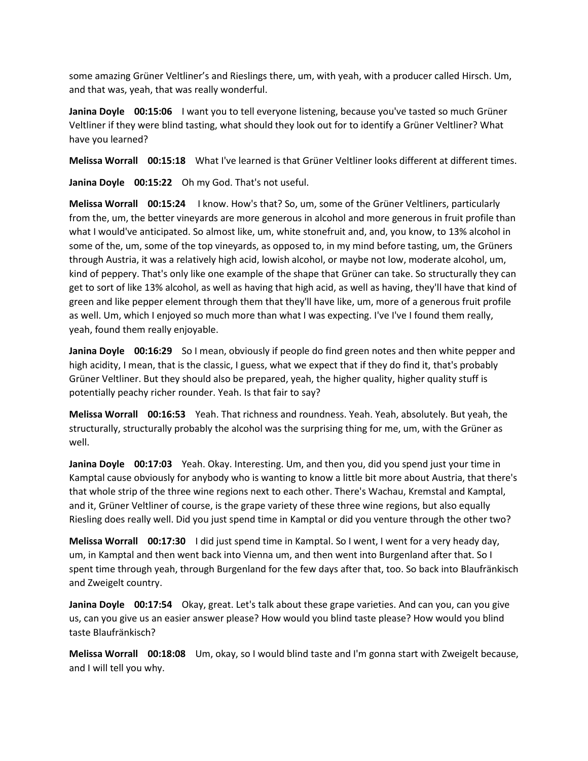some amazing Grüner Veltliner's and Rieslings there, um, with yeah, with a producer called Hirsch. Um, and that was, yeah, that was really wonderful.

**Janina Doyle 00:15:06** I want you to tell everyone listening, because you've tasted so much Grüner Veltliner if they were blind tasting, what should they look out for to identify a Grüner Veltliner? What have you learned?

**Melissa Worrall 00:15:18** What I've learned is that Grüner Veltliner looks different at different times.

**Janina Doyle 00:15:22** Oh my God. That's not useful.

**Melissa Worrall 00:15:24** I know. How's that? So, um, some of the Grüner Veltliners, particularly from the, um, the better vineyards are more generous in alcohol and more generous in fruit profile than what I would've anticipated. So almost like, um, white stonefruit and, and, you know, to 13% alcohol in some of the, um, some of the top vineyards, as opposed to, in my mind before tasting, um, the Grüners through Austria, it was a relatively high acid, lowish alcohol, or maybe not low, moderate alcohol, um, kind of peppery. That's only like one example of the shape that Grüner can take. So structurally they can get to sort of like 13% alcohol, as well as having that high acid, as well as having, they'll have that kind of green and like pepper element through them that they'll have like, um, more of a generous fruit profile as well. Um, which I enjoyed so much more than what I was expecting. I've I've I found them really, yeah, found them really enjoyable.

**Janina Doyle 00:16:29** So I mean, obviously if people do find green notes and then white pepper and high acidity, I mean, that is the classic, I guess, what we expect that if they do find it, that's probably Grüner Veltliner. But they should also be prepared, yeah, the higher quality, higher quality stuff is potentially peachy richer rounder. Yeah. Is that fair to say?

**Melissa Worrall 00:16:53** Yeah. That richness and roundness. Yeah. Yeah, absolutely. But yeah, the structurally, structurally probably the alcohol was the surprising thing for me, um, with the Grüner as well.

**Janina Doyle 00:17:03** Yeah. Okay. Interesting. Um, and then you, did you spend just your time in Kamptal cause obviously for anybody who is wanting to know a little bit more about Austria, that there's that whole strip of the three wine regions next to each other. There's Wachau, Kremstal and Kamptal, and it, Grüner Veltliner of course, is the grape variety of these three wine regions, but also equally Riesling does really well. Did you just spend time in Kamptal or did you venture through the other two?

**Melissa Worrall 00:17:30** I did just spend time in Kamptal. So I went, I went for a very heady day, um, in Kamptal and then went back into Vienna um, and then went into Burgenland after that. So I spent time through yeah, through Burgenland for the few days after that, too. So back into Blaufränkisch and Zweigelt country.

**Janina Doyle 00:17:54** Okay, great. Let's talk about these grape varieties. And can you, can you give us, can you give us an easier answer please? How would you blind taste please? How would you blind taste Blaufränkisch?

**Melissa Worrall 00:18:08** Um, okay, so I would blind taste and I'm gonna start with Zweigelt because, and I will tell you why.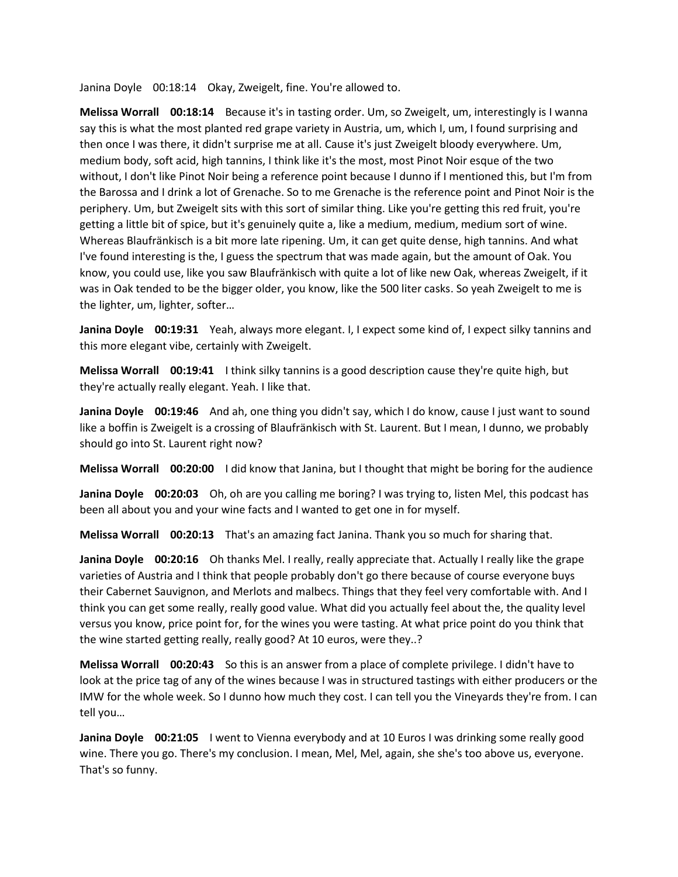Janina Doyle 00:18:14 Okay, Zweigelt, fine. You're allowed to.

**Melissa Worrall 00:18:14** Because it's in tasting order. Um, so Zweigelt, um, interestingly is I wanna say this is what the most planted red grape variety in Austria, um, which I, um, I found surprising and then once I was there, it didn't surprise me at all. Cause it's just Zweigelt bloody everywhere. Um, medium body, soft acid, high tannins, I think like it's the most, most Pinot Noir esque of the two without, I don't like Pinot Noir being a reference point because I dunno if I mentioned this, but I'm from the Barossa and I drink a lot of Grenache. So to me Grenache is the reference point and Pinot Noir is the periphery. Um, but Zweigelt sits with this sort of similar thing. Like you're getting this red fruit, you're getting a little bit of spice, but it's genuinely quite a, like a medium, medium, medium sort of wine. Whereas Blaufränkisch is a bit more late ripening. Um, it can get quite dense, high tannins. And what I've found interesting is the, I guess the spectrum that was made again, but the amount of Oak. You know, you could use, like you saw Blaufränkisch with quite a lot of like new Oak, whereas Zweigelt, if it was in Oak tended to be the bigger older, you know, like the 500 liter casks. So yeah Zweigelt to me is the lighter, um, lighter, softer…

**Janina Doyle 00:19:31** Yeah, always more elegant. I, I expect some kind of, I expect silky tannins and this more elegant vibe, certainly with Zweigelt.

**Melissa Worrall 00:19:41** I think silky tannins is a good description cause they're quite high, but they're actually really elegant. Yeah. I like that.

**Janina Doyle 00:19:46** And ah, one thing you didn't say, which I do know, cause I just want to sound like a boffin is Zweigelt is a crossing of Blaufränkisch with St. Laurent. But I mean, I dunno, we probably should go into St. Laurent right now?

**Melissa Worrall 00:20:00** I did know that Janina, but I thought that might be boring for the audience

**Janina Doyle 00:20:03** Oh, oh are you calling me boring? I was trying to, listen Mel, this podcast has been all about you and your wine facts and I wanted to get one in for myself.

**Melissa Worrall 00:20:13** That's an amazing fact Janina. Thank you so much for sharing that.

**Janina Doyle 00:20:16** Oh thanks Mel. I really, really appreciate that. Actually I really like the grape varieties of Austria and I think that people probably don't go there because of course everyone buys their Cabernet Sauvignon, and Merlots and malbecs. Things that they feel very comfortable with. And I think you can get some really, really good value. What did you actually feel about the, the quality level versus you know, price point for, for the wines you were tasting. At what price point do you think that the wine started getting really, really good? At 10 euros, were they..?

**Melissa Worrall 00:20:43** So this is an answer from a place of complete privilege. I didn't have to look at the price tag of any of the wines because I was in structured tastings with either producers or the IMW for the whole week. So I dunno how much they cost. I can tell you the Vineyards they're from. I can tell you…

**Janina Doyle 00:21:05** I went to Vienna everybody and at 10 Euros I was drinking some really good wine. There you go. There's my conclusion. I mean, Mel, Mel, again, she she's too above us, everyone. That's so funny.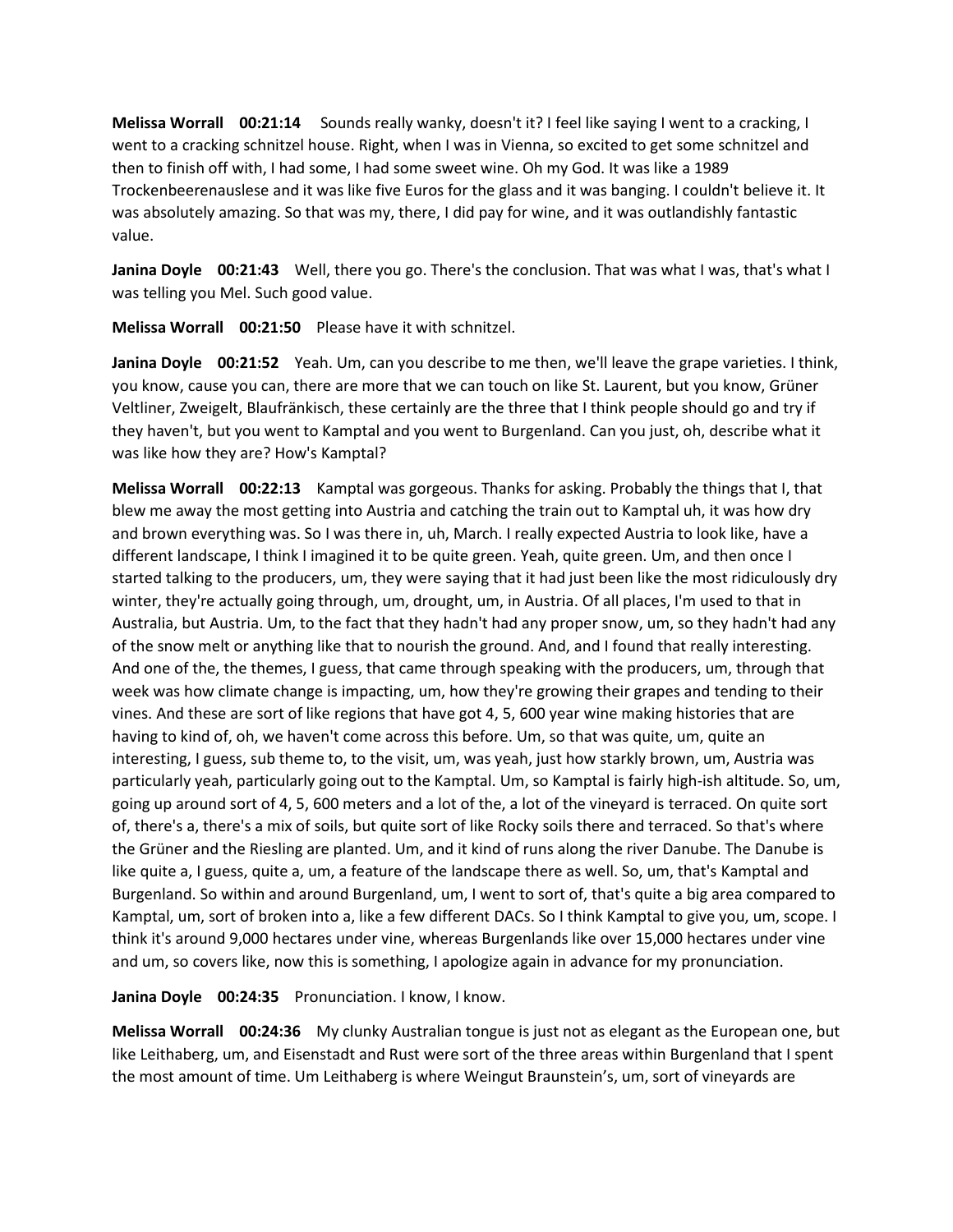**Melissa Worrall 00:21:14** Sounds really wanky, doesn't it? I feel like saying I went to a cracking, I went to a cracking schnitzel house. Right, when I was in Vienna, so excited to get some schnitzel and then to finish off with, I had some, I had some sweet wine. Oh my God. It was like a 1989 Trockenbeerenauslese and it was like five Euros for the glass and it was banging. I couldn't believe it. It was absolutely amazing. So that was my, there, I did pay for wine, and it was outlandishly fantastic value.

**Janina Doyle 00:21:43** Well, there you go. There's the conclusion. That was what I was, that's what I was telling you Mel. Such good value.

**Melissa Worrall 00:21:50** Please have it with schnitzel.

**Janina Doyle 00:21:52** Yeah. Um, can you describe to me then, we'll leave the grape varieties. I think, you know, cause you can, there are more that we can touch on like St. Laurent, but you know, Grüner Veltliner, Zweigelt, Blaufränkisch, these certainly are the three that I think people should go and try if they haven't, but you went to Kamptal and you went to Burgenland. Can you just, oh, describe what it was like how they are? How's Kamptal?

**Melissa Worrall 00:22:13** Kamptal was gorgeous. Thanks for asking. Probably the things that I, that blew me away the most getting into Austria and catching the train out to Kamptal uh, it was how dry and brown everything was. So I was there in, uh, March. I really expected Austria to look like, have a different landscape, I think I imagined it to be quite green. Yeah, quite green. Um, and then once I started talking to the producers, um, they were saying that it had just been like the most ridiculously dry winter, they're actually going through, um, drought, um, in Austria. Of all places, I'm used to that in Australia, but Austria. Um, to the fact that they hadn't had any proper snow, um, so they hadn't had any of the snow melt or anything like that to nourish the ground. And, and I found that really interesting. And one of the, the themes, I guess, that came through speaking with the producers, um, through that week was how climate change is impacting, um, how they're growing their grapes and tending to their vines. And these are sort of like regions that have got 4, 5, 600 year wine making histories that are having to kind of, oh, we haven't come across this before. Um, so that was quite, um, quite an interesting, I guess, sub theme to, to the visit, um, was yeah, just how starkly brown, um, Austria was particularly yeah, particularly going out to the Kamptal. Um, so Kamptal is fairly high-ish altitude. So, um, going up around sort of 4, 5, 600 meters and a lot of the, a lot of the vineyard is terraced. On quite sort of, there's a, there's a mix of soils, but quite sort of like Rocky soils there and terraced. So that's where the Grüner and the Riesling are planted. Um, and it kind of runs along the river Danube. The Danube is like quite a, I guess, quite a, um, a feature of the landscape there as well. So, um, that's Kamptal and Burgenland. So within and around Burgenland, um, I went to sort of, that's quite a big area compared to Kamptal, um, sort of broken into a, like a few different DACs. So I think Kamptal to give you, um, scope. I think it's around 9,000 hectares under vine, whereas Burgenlands like over 15,000 hectares under vine and um, so covers like, now this is something, I apologize again in advance for my pronunciation.

**Janina Doyle 00:24:35** Pronunciation. I know, I know.

**Melissa Worrall 00:24:36** My clunky Australian tongue is just not as elegant as the European one, but like Leithaberg, um, and Eisenstadt and Rust were sort of the three areas within Burgenland that I spent the most amount of time. Um Leithaberg is where Weingut Braunstein's, um, sort of vineyards are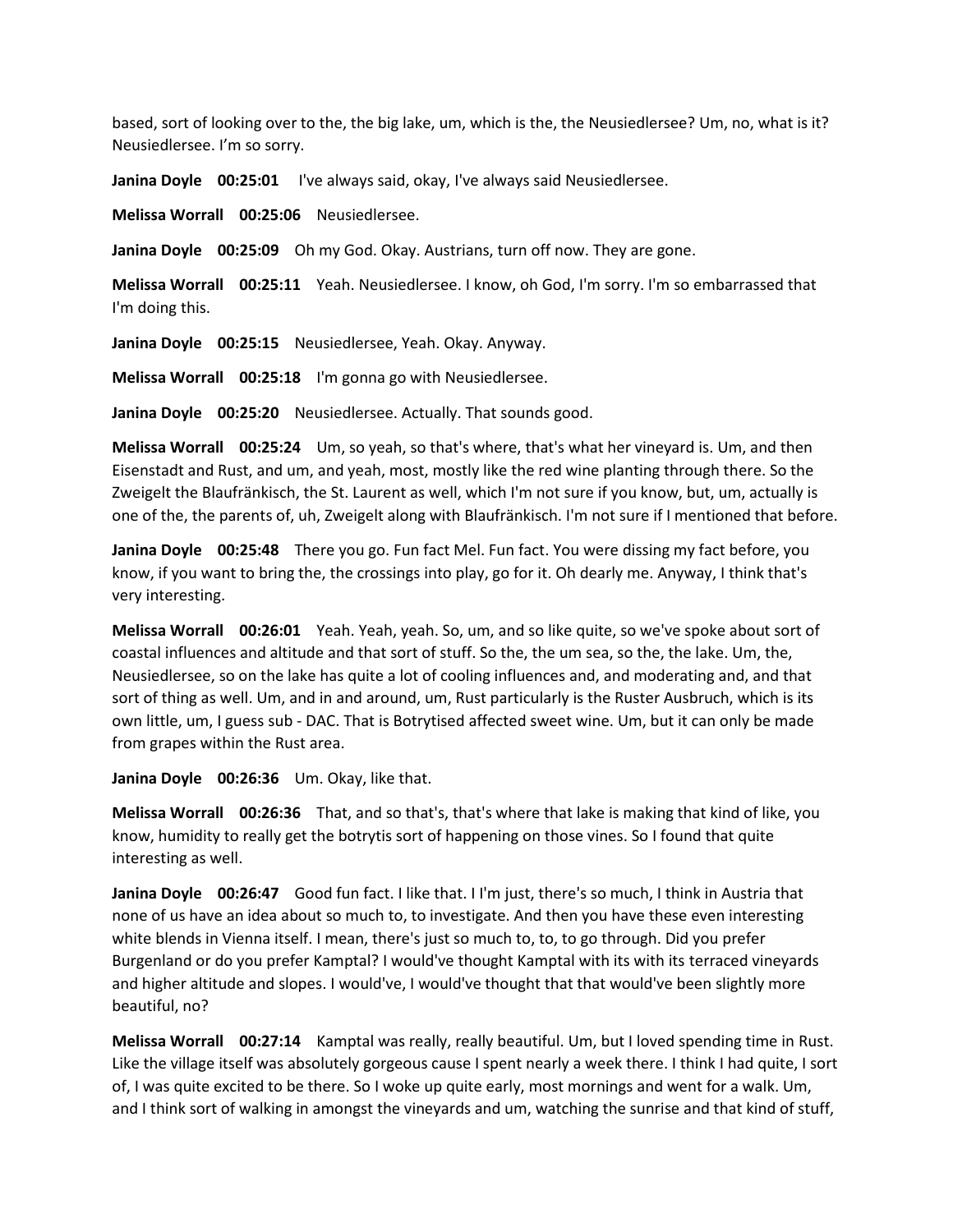based, sort of looking over to the, the big lake, um, which is the, the Neusiedlersee? Um, no, what is it? Neusiedlersee. I'm so sorry.

**Janina Doyle 00:25:01** I've always said, okay, I've always said Neusiedlersee.

**Melissa Worrall 00:25:06** Neusiedlersee.

**Janina Doyle 00:25:09** Oh my God. Okay. Austrians, turn off now. They are gone.

**Melissa Worrall 00:25:11** Yeah. Neusiedlersee. I know, oh God, I'm sorry. I'm so embarrassed that I'm doing this.

**Janina Doyle 00:25:15** Neusiedlersee, Yeah. Okay. Anyway.

**Melissa Worrall 00:25:18** I'm gonna go with Neusiedlersee.

**Janina Doyle 00:25:20** Neusiedlersee. Actually. That sounds good.

**Melissa Worrall 00:25:24** Um, so yeah, so that's where, that's what her vineyard is. Um, and then Eisenstadt and Rust, and um, and yeah, most, mostly like the red wine planting through there. So the Zweigelt the Blaufränkisch, the St. Laurent as well, which I'm not sure if you know, but, um, actually is one of the, the parents of, uh, Zweigelt along with Blaufränkisch. I'm not sure if I mentioned that before.

**Janina Doyle 00:25:48** There you go. Fun fact Mel. Fun fact. You were dissing my fact before, you know, if you want to bring the, the crossings into play, go for it. Oh dearly me. Anyway, I think that's very interesting.

**Melissa Worrall 00:26:01** Yeah. Yeah, yeah. So, um, and so like quite, so we've spoke about sort of coastal influences and altitude and that sort of stuff. So the, the um sea, so the, the lake. Um, the, Neusiedlersee, so on the lake has quite a lot of cooling influences and, and moderating and, and that sort of thing as well. Um, and in and around, um, Rust particularly is the Ruster Ausbruch, which is its own little, um, I guess sub - DAC. That is Botrytised affected sweet wine. Um, but it can only be made from grapes within the Rust area.

**Janina Doyle 00:26:36** Um. Okay, like that.

**Melissa Worrall 00:26:36** That, and so that's, that's where that lake is making that kind of like, you know, humidity to really get the botrytis sort of happening on those vines. So I found that quite interesting as well.

**Janina Doyle 00:26:47** Good fun fact. I like that. I I'm just, there's so much, I think in Austria that none of us have an idea about so much to, to investigate. And then you have these even interesting white blends in Vienna itself. I mean, there's just so much to, to, to go through. Did you prefer Burgenland or do you prefer Kamptal? I would've thought Kamptal with its with its terraced vineyards and higher altitude and slopes. I would've, I would've thought that that would've been slightly more beautiful, no?

**Melissa Worrall 00:27:14** Kamptal was really, really beautiful. Um, but I loved spending time in Rust. Like the village itself was absolutely gorgeous cause I spent nearly a week there. I think I had quite, I sort of, I was quite excited to be there. So I woke up quite early, most mornings and went for a walk. Um, and I think sort of walking in amongst the vineyards and um, watching the sunrise and that kind of stuff,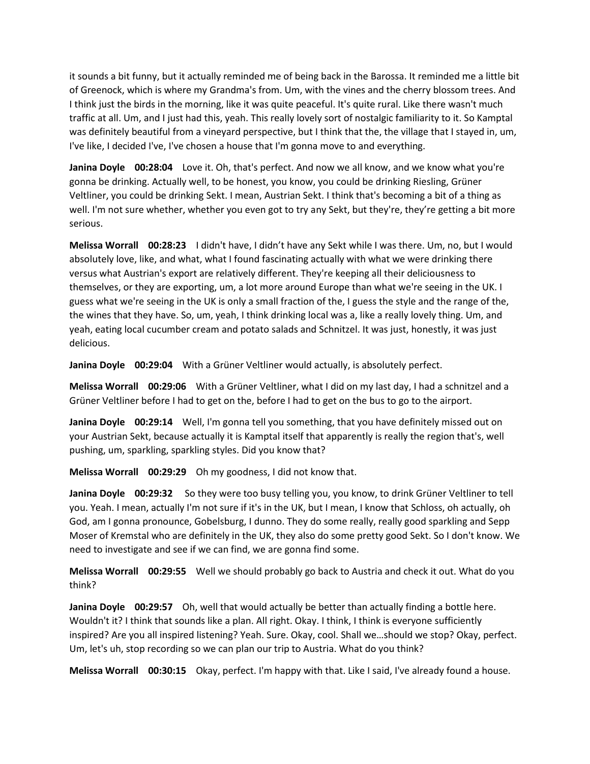it sounds a bit funny, but it actually reminded me of being back in the Barossa. It reminded me a little bit of Greenock, which is where my Grandma's from. Um, with the vines and the cherry blossom trees. And I think just the birds in the morning, like it was quite peaceful. It's quite rural. Like there wasn't much traffic at all. Um, and I just had this, yeah. This really lovely sort of nostalgic familiarity to it. So Kamptal was definitely beautiful from a vineyard perspective, but I think that the, the village that I stayed in, um, I've like, I decided I've, I've chosen a house that I'm gonna move to and everything.

**Janina Doyle 00:28:04** Love it. Oh, that's perfect. And now we all know, and we know what you're gonna be drinking. Actually well, to be honest, you know, you could be drinking Riesling, Grüner Veltliner, you could be drinking Sekt. I mean, Austrian Sekt. I think that's becoming a bit of a thing as well. I'm not sure whether, whether you even got to try any Sekt, but they're, they're getting a bit more serious.

**Melissa Worrall 00:28:23** I didn't have, I didn't have any Sekt while I was there. Um, no, but I would absolutely love, like, and what, what I found fascinating actually with what we were drinking there versus what Austrian's export are relatively different. They're keeping all their deliciousness to themselves, or they are exporting, um, a lot more around Europe than what we're seeing in the UK. I guess what we're seeing in the UK is only a small fraction of the, I guess the style and the range of the, the wines that they have. So, um, yeah, I think drinking local was a, like a really lovely thing. Um, and yeah, eating local cucumber cream and potato salads and Schnitzel. It was just, honestly, it was just delicious.

**Janina Doyle 00:29:04** With a Grüner Veltliner would actually, is absolutely perfect.

**Melissa Worrall 00:29:06** With a Grüner Veltliner, what I did on my last day, I had a schnitzel and a Grüner Veltliner before I had to get on the, before I had to get on the bus to go to the airport.

**Janina Doyle 00:29:14** Well, I'm gonna tell you something, that you have definitely missed out on your Austrian Sekt, because actually it is Kamptal itself that apparently is really the region that's, well pushing, um, sparkling, sparkling styles. Did you know that?

**Melissa Worrall 00:29:29** Oh my goodness, I did not know that.

**Janina Doyle 00:29:32** So they were too busy telling you, you know, to drink Grüner Veltliner to tell you. Yeah. I mean, actually I'm not sure if it's in the UK, but I mean, I know that Schloss, oh actually, oh God, am I gonna pronounce, Gobelsburg, I dunno. They do some really, really good sparkling and Sepp Moser of Kremstal who are definitely in the UK, they also do some pretty good Sekt. So I don't know. We need to investigate and see if we can find, we are gonna find some.

**Melissa Worrall 00:29:55** Well we should probably go back to Austria and check it out. What do you think?

**Janina Doyle 00:29:57** Oh, well that would actually be better than actually finding a bottle here. Wouldn't it? I think that sounds like a plan. All right. Okay. I think, I think is everyone sufficiently inspired? Are you all inspired listening? Yeah. Sure. Okay, cool. Shall we…should we stop? Okay, perfect. Um, let's uh, stop recording so we can plan our trip to Austria. What do you think?

**Melissa Worrall 00:30:15** Okay, perfect. I'm happy with that. Like I said, I've already found a house.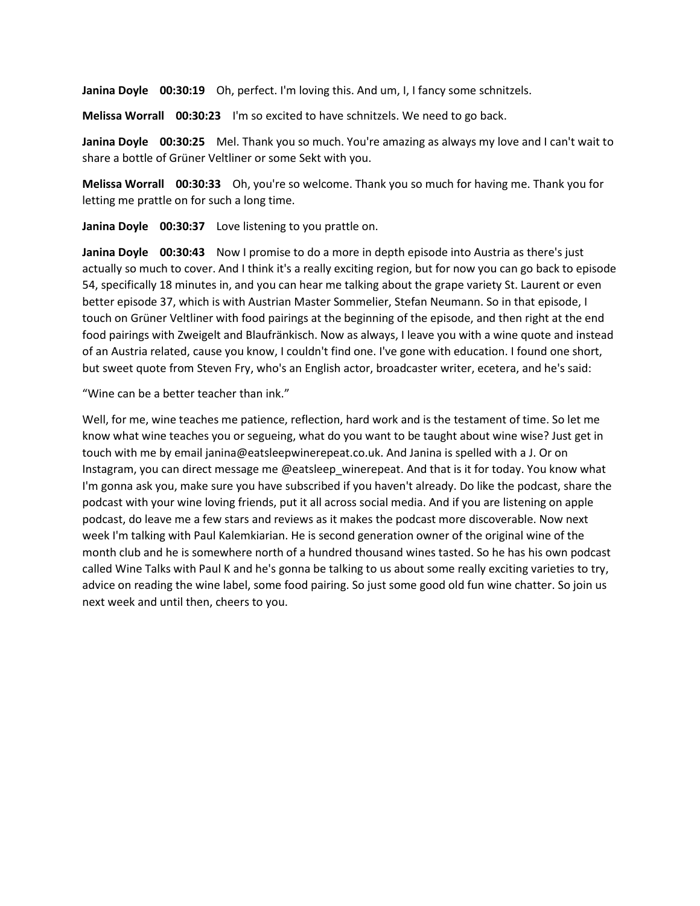**Janina Doyle 00:30:19** Oh, perfect. I'm loving this. And um, I, I fancy some schnitzels.

**Melissa Worrall 00:30:23** I'm so excited to have schnitzels. We need to go back.

**Janina Doyle 00:30:25** Mel. Thank you so much. You're amazing as always my love and I can't wait to share a bottle of Grüner Veltliner or some Sekt with you.

**Melissa Worrall 00:30:33** Oh, you're so welcome. Thank you so much for having me. Thank you for letting me prattle on for such a long time.

**Janina Doyle 00:30:37** Love listening to you prattle on.

**Janina Doyle 00:30:43** Now I promise to do a more in depth episode into Austria as there's just actually so much to cover. And I think it's a really exciting region, but for now you can go back to episode 54, specifically 18 minutes in, and you can hear me talking about the grape variety St. Laurent or even better episode 37, which is with Austrian Master Sommelier, Stefan Neumann. So in that episode, I touch on Grüner Veltliner with food pairings at the beginning of the episode, and then right at the end food pairings with Zweigelt and Blaufränkisch. Now as always, I leave you with a wine quote and instead of an Austria related, cause you know, I couldn't find one. I've gone with education. I found one short, but sweet quote from Steven Fry, who's an English actor, broadcaster writer, ecetera, and he's said:

"Wine can be a better teacher than ink."

Well, for me, wine teaches me patience, reflection, hard work and is the testament of time. So let me know what wine teaches you or segueing, what do you want to be taught about wine wise? Just get in touch with me by email janina@eatsleepwinerepeat.co.uk. And Janina is spelled with a J. Or on Instagram, you can direct message me @eatsleep_winerepeat. And that is it for today. You know what I'm gonna ask you, make sure you have subscribed if you haven't already. Do like the podcast, share the podcast with your wine loving friends, put it all across social media. And if you are listening on apple podcast, do leave me a few stars and reviews as it makes the podcast more discoverable. Now next week I'm talking with Paul Kalemkiarian. He is second generation owner of the original wine of the month club and he is somewhere north of a hundred thousand wines tasted. So he has his own podcast called Wine Talks with Paul K and he's gonna be talking to us about some really exciting varieties to try, advice on reading the wine label, some food pairing. So just some good old fun wine chatter. So join us next week and until then, cheers to you.